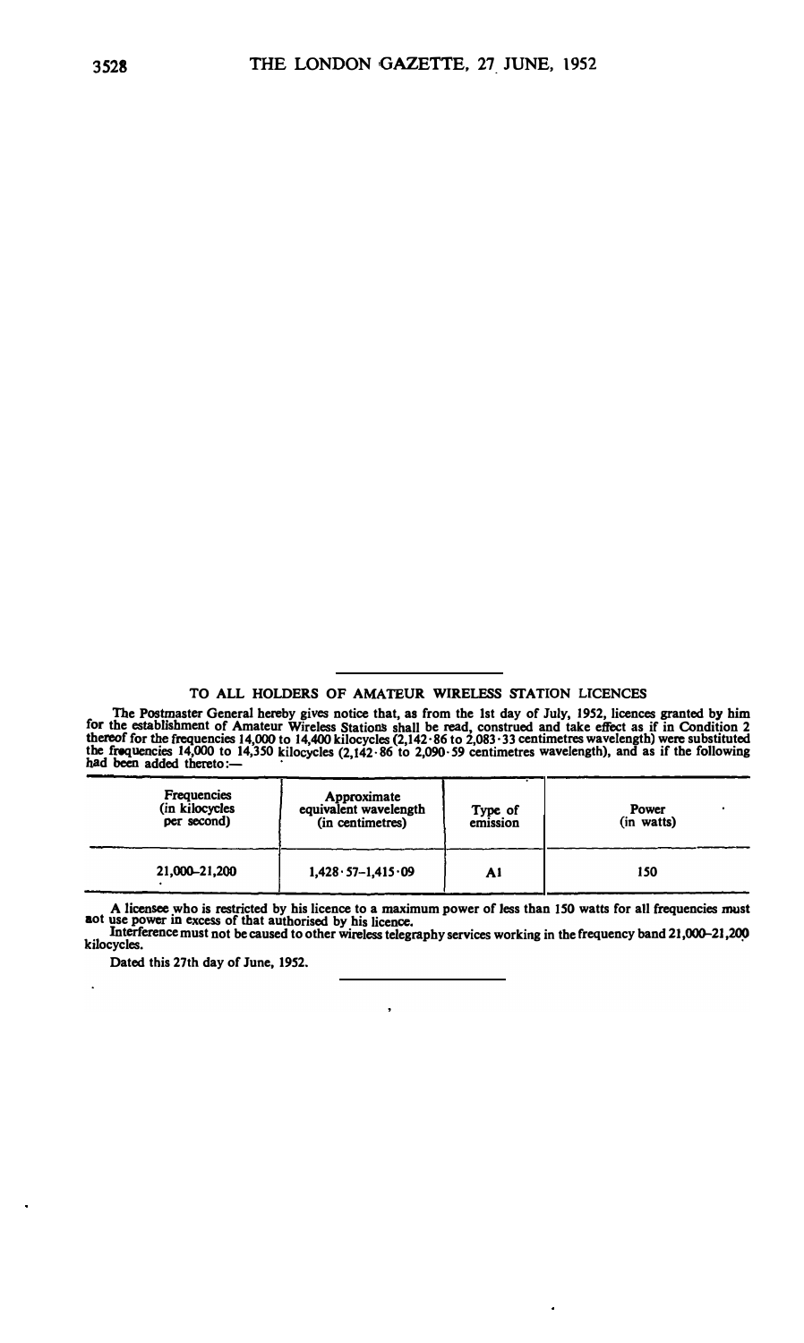## TO ALL HOLDERS OF AMATEUR WIRELESS STATION LICENCES

The Postmaster General hereby gives notice that, as from the 1st day of July, 1952, licences granted by him for the establishment of Amateur Wireless Stations shall be read, construed and take effect as if in Condition 2 thereof for the frequencies 14,000 to 14,400 kilocycles (2,142·86 to 2,083·33 centimetres wavelength) were substituted the frequencies 14,000 to 14,350 kilocycles (2,142·86 to 2,090·59 centimetres wavelength), and as if the following had been added thereto:—

| Frequencies (in kilocycles per second) | Approximate equivalent wavelength (in centimetres) | Type of emission | Power (in watts) |
|---|---|---|---|
| 21,000–21,200 | 1,428·57–1,415·09 | A1 | 150 |

A licensee who is restricted by his licence to a maximum power of less than 150 watts for all frequencies must not use power in excess of that authorised by his licence.

Interference must not be caused to other wireless telegraphy services working in the frequency band 21,000–21,200 kilocycles.

Dated this 27th day of June, 1952.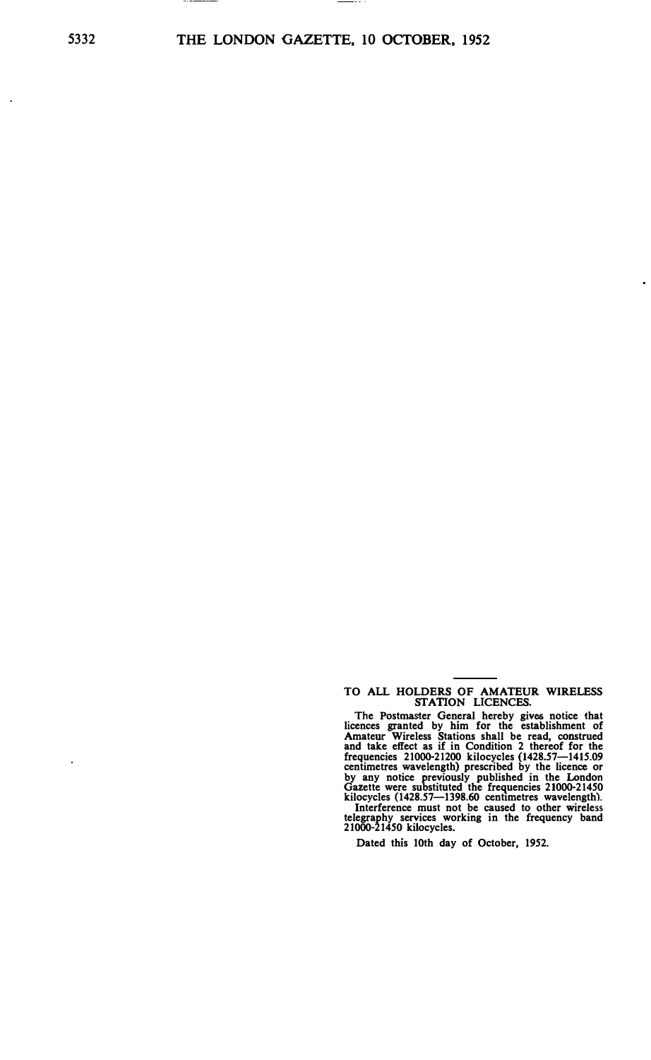## TO ALL HOLDERS OF AMATEUR WIRELESS STATION LICENCES.

The Postmaster General hereby gives notice that licences granted by him for the establishment of Amateur Wireless Stations shall be read, construed and take effect as if in Condition 2 thereof for the frequencies 21000-21200 kilocycles (1428.57—1415.09 centimetres wavelength) prescribed by the licence or by any notice previously published in the London Gazette were substituted the frequencies 21000-21450 kilocycles (1428.57—1398.60 centimetres wavelength).

Interference must not be caused to other wireless telegraphy services working in the frequency band 21000-21450 kilocycles.

Dated this 10th day of October, 1952.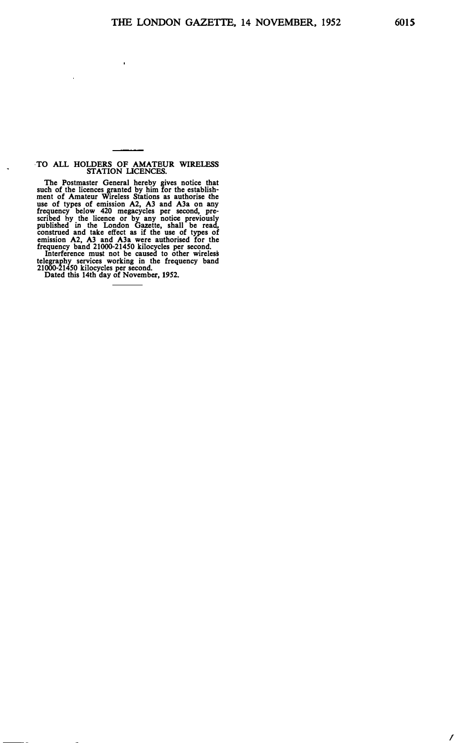## TO ALL HOLDERS OF AMATEUR WIRELESS STATION LICENCES.

The Postmaster General hereby gives notice that such of the licences granted by him for the establishment of Amateur Wireless Stations as authorise the use of types of emission A2, A3 and A3a on any frequency below 420 megacycles per second, prescribed by the licence or by any notice previously published in the London Gazette, shall be read, construed and take effect as if the use of types of emission A2, A3 and A3a were authorised for the frequency band 21000-21450 kilocycles per second.

Interference must not be caused to other wireless telegraphy services working in the frequency band 21000-21450 kilocycles per second.

Dated this 14th day of November, 1952.